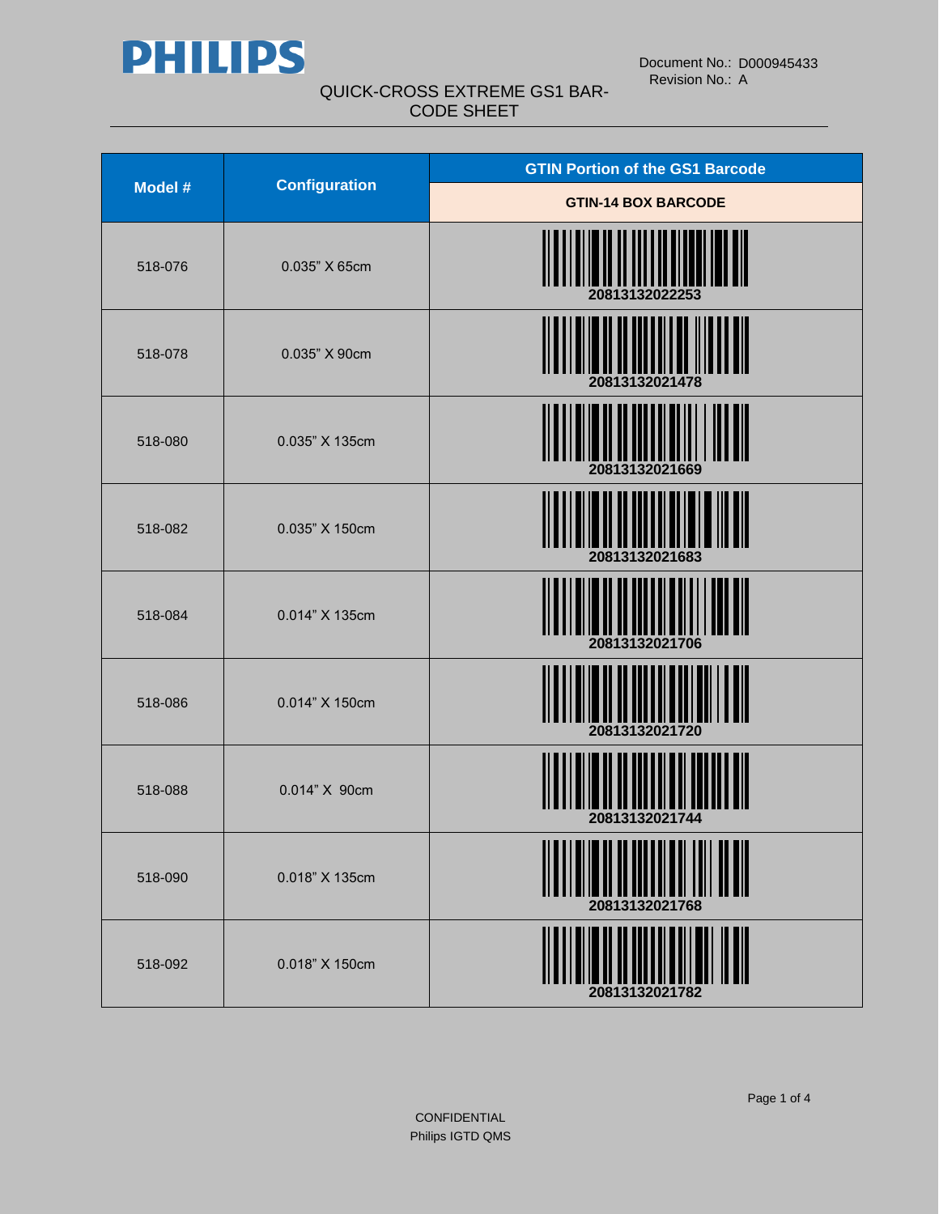# PHILIPS

Document No.: D000945433
Revision No.: A

## QUICK-CROSS EXTREME GS1 BAR-CODE SHEET

| Model # | Configuration | GTIN Portion of the GS1 Barcode |
|---|---|---|
| | | GTIN-14 BOX BARCODE |
| 518-076 | 0.035" X 65cm | 20813132022253 |
| 518-078 | 0.035" X 90cm | 20813132021478 |
| 518-080 | 0.035" X 135cm | 20813132021669 |
| 518-082 | 0.035" X 150cm | 20813132021683 |
| 518-084 | 0.014" X 135cm | 20813132021706 |
| 518-086 | 0.014" X 150cm | 20813132021720 |
| 518-088 | 0.014" X 90cm | 20813132021744 |
| 518-090 | 0.018" X 135cm | 20813132021768 |
| 518-092 | 0.018" X 150cm | 20813132021782 |

CONFIDENTIAL
Philips IGTD QMS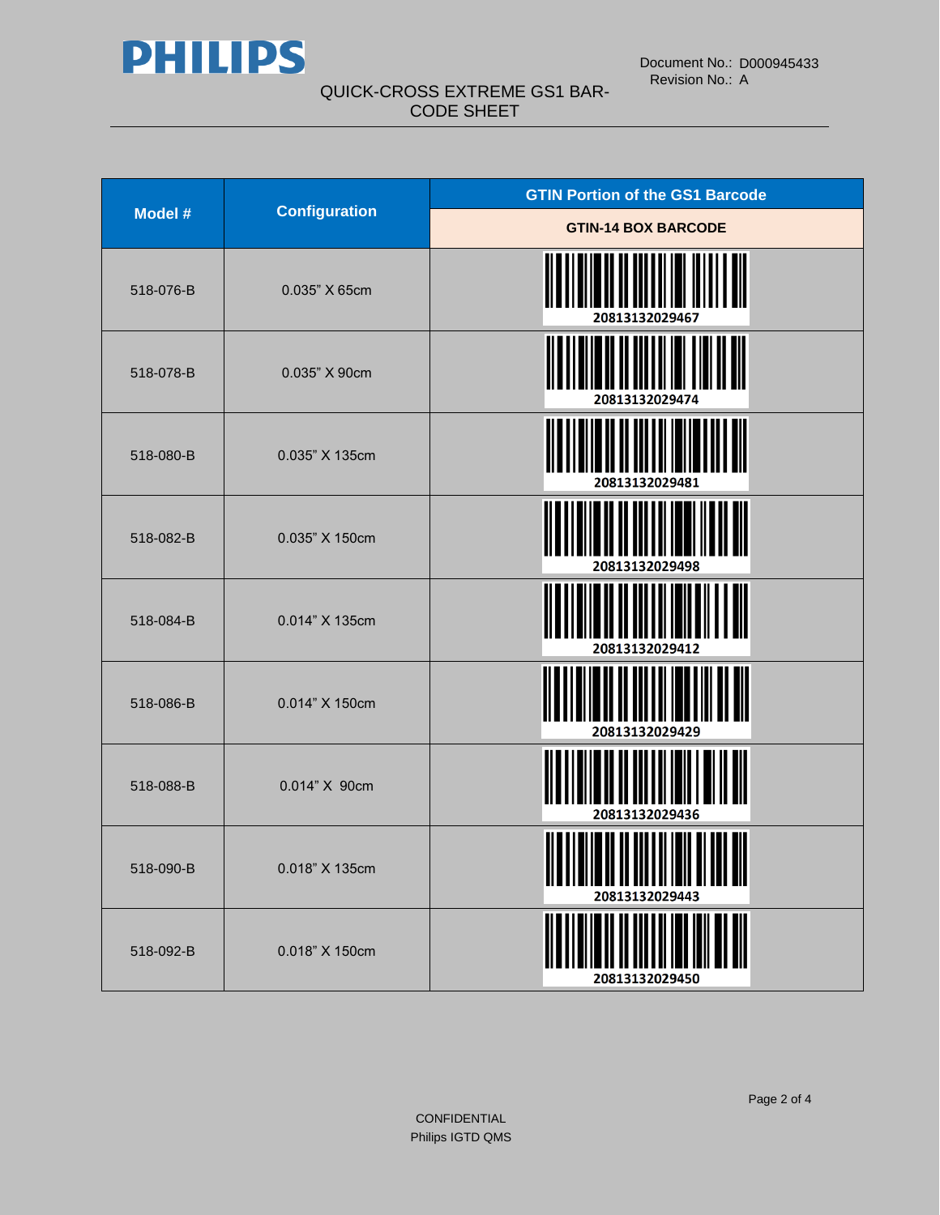| Model # | Configuration | GTIN Portion of the GS1 Barcode |
|---|---|---|
| | | GTIN-14 BOX BARCODE |
| 518-076-B | 0.035" X 65cm | 20813132029467 |
| 518-078-B | 0.035" X 90cm | 20813132029474 |
| 518-080-B | 0.035" X 135cm | 20813132029481 |
| 518-082-B | 0.035" X 150cm | 20813132029498 |
| 518-084-B | 0.014" X 135cm | 20813132029412 |
| 518-086-B | 0.014" X 150cm | 20813132029429 |
| 518-088-B | 0.014" X 90cm | 20813132029436 |
| 518-090-B | 0.018" X 135cm | 20813132029443 |
| 518-092-B | 0.018" X 150cm | 20813132029450 |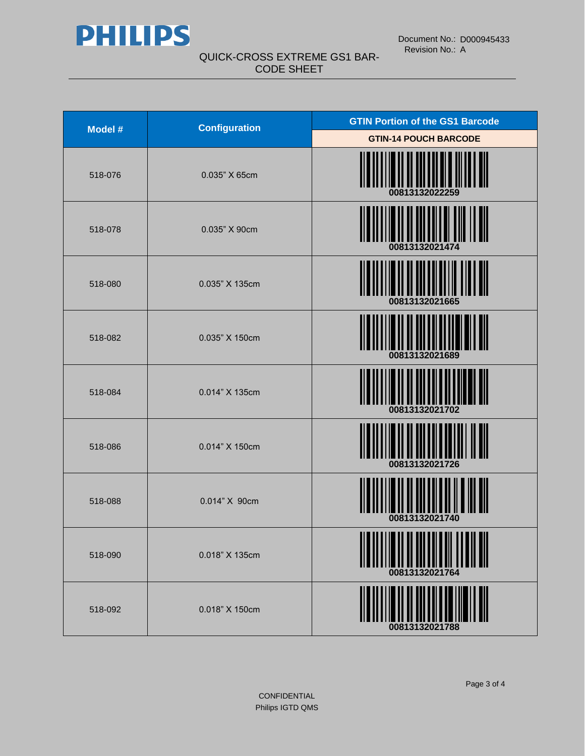# QUICK-CROSS EXTREME GS1 BAR-CODE SHEET

Document No.: D000945433
Revision No.: A

| Model # | Configuration | GTIN Portion of the GS1 Barcode |
|---|---|---|
| | | GTIN-14 POUCH BARCODE |
| 518-076 | 0.035" X 65cm | 00813132022259 |
| 518-078 | 0.035" X 90cm | 00813132021474 |
| 518-080 | 0.035" X 135cm | 00813132021665 |
| 518-082 | 0.035" X 150cm | 00813132021689 |
| 518-084 | 0.014" X 135cm | 00813132021702 |
| 518-086 | 0.014" X 150cm | 00813132021726 |
| 518-088 | 0.014" X 90cm | 00813132021740 |
| 518-090 | 0.018" X 135cm | 00813132021764 |
| 518-092 | 0.018" X 150cm | 00813132021788 |

CONFIDENTIAL
Philips IGTD QMS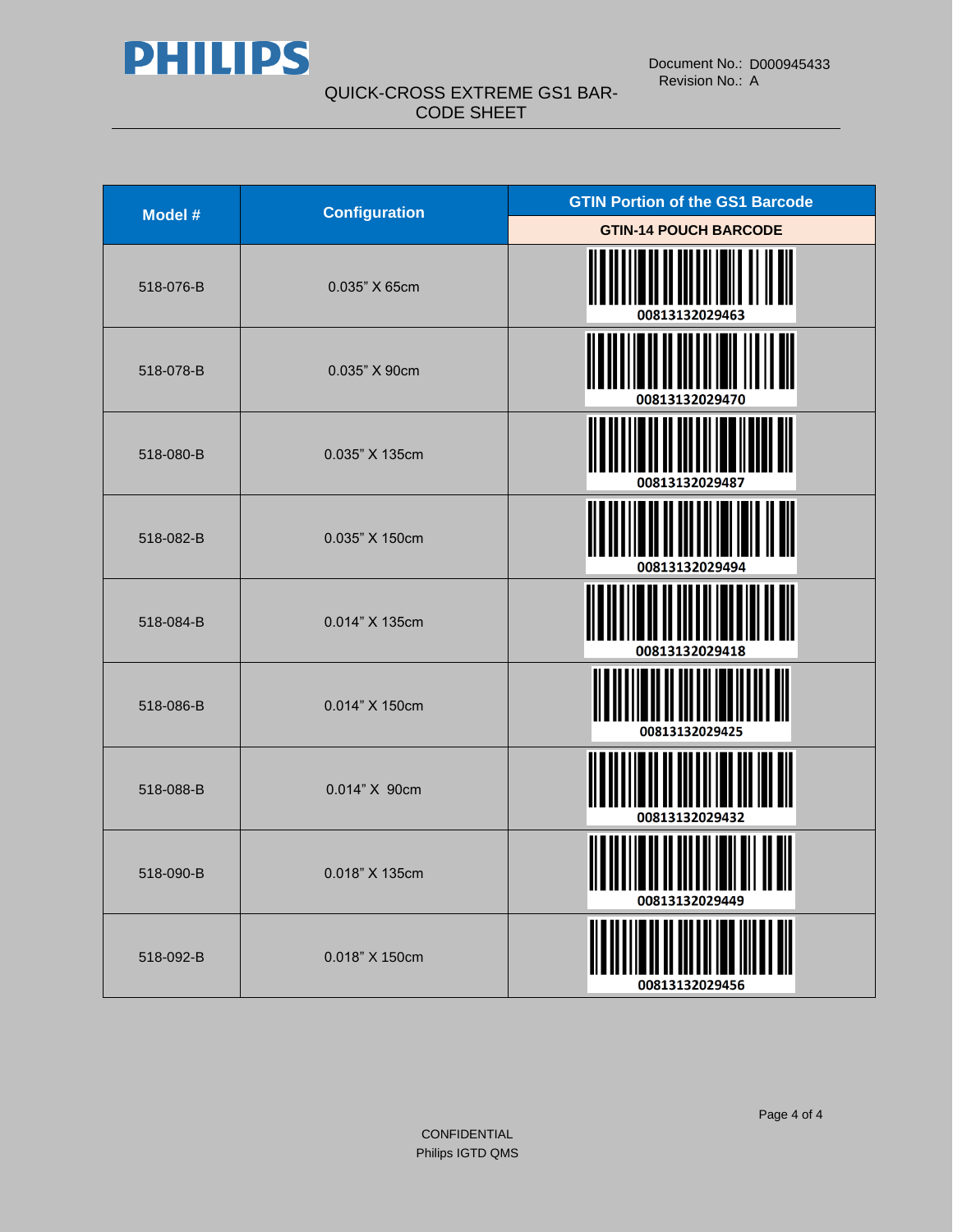| Model # | Configuration | GTIN Portion of the GS1 Barcode |
|---|---|---|
| | | **GTIN-14 POUCH BARCODE** |
| 518-076-B | 0.035" X 65cm | 00813132029463 |
| 518-078-B | 0.035" X 90cm | 00813132029470 |
| 518-080-B | 0.035" X 135cm | 00813132029487 |
| 518-082-B | 0.035" X 150cm | 00813132029494 |
| 518-084-B | 0.014" X 135cm | 00813132029418 |
| 518-086-B | 0.014" X 150cm | 00813132029425 |
| 518-088-B | 0.014" X 90cm | 00813132029432 |
| 518-090-B | 0.018" X 135cm | 00813132029449 |
| 518-092-B | 0.018" X 150cm | 00813132029456 |

CONFIDENTIAL
Philips IGTD QMS